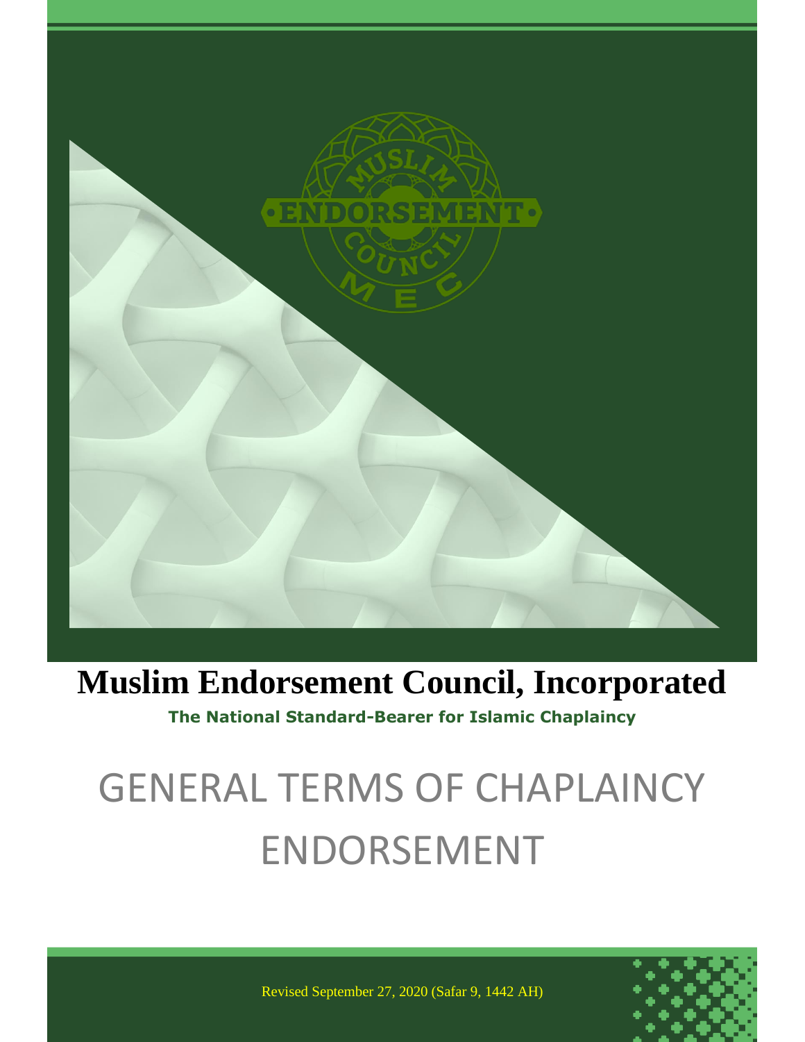# Muslim Endorsement Council, Incorporated

**The National Standard-Bearer for Islamic Chaplaincy**

# GENERAL TERMS OF CHAPLAINCY ENDORSEMENT

Revised September 27, 2020 (Safar 9, 1442 AH)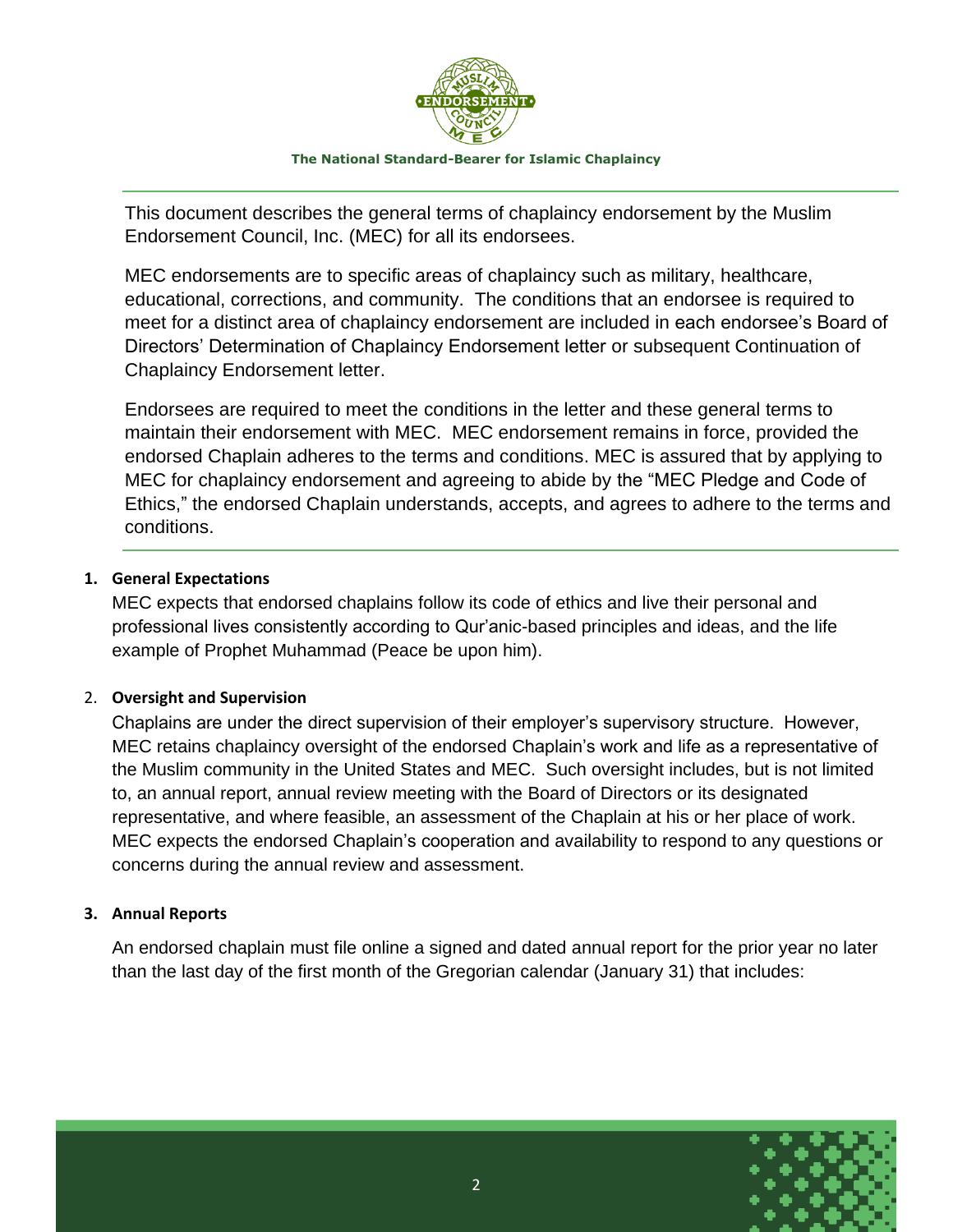This document describes the general terms of chaplaincy endorsement by the Muslim Endorsement Council, Inc. (MEC) for all its endorsees.

MEC endorsements are to specific areas of chaplaincy such as military, healthcare, educational, corrections, and community. The conditions that an endorsee is required to meet for a distinct area of chaplaincy endorsement are included in each endorsee's Board of Directors' Determination of Chaplaincy Endorsement letter or subsequent Continuation of Chaplaincy Endorsement letter.

Endorsees are required to meet the conditions in the letter and these general terms to maintain their endorsement with MEC. MEC endorsement remains in force, provided the endorsed Chaplain adheres to the terms and conditions. MEC is assured that by applying to MEC for chaplaincy endorsement and agreeing to abide by the "MEC Pledge and Code of Ethics," the endorsed Chaplain understands, accepts, and agrees to adhere to the terms and conditions.

1. **General Expectations**

   MEC expects that endorsed chaplains follow its code of ethics and live their personal and professional lives consistently according to Qur'anic-based principles and ideas, and the life example of Prophet Muhammad (Peace be upon him).

2. **Oversight and Supervision**

   Chaplains are under the direct supervision of their employer's supervisory structure. However, MEC retains chaplaincy oversight of the endorsed Chaplain's work and life as a representative of the Muslim community in the United States and MEC. Such oversight includes, but is not limited to, an annual report, annual review meeting with the Board of Directors or its designated representative, and where feasible, an assessment of the Chaplain at his or her place of work. MEC expects the endorsed Chaplain's cooperation and availability to respond to any questions or concerns during the annual review and assessment.

3. **Annual Reports**

   An endorsed chaplain must file online a signed and dated annual report for the prior year no later than the last day of the first month of the Gregorian calendar (January 31) that includes: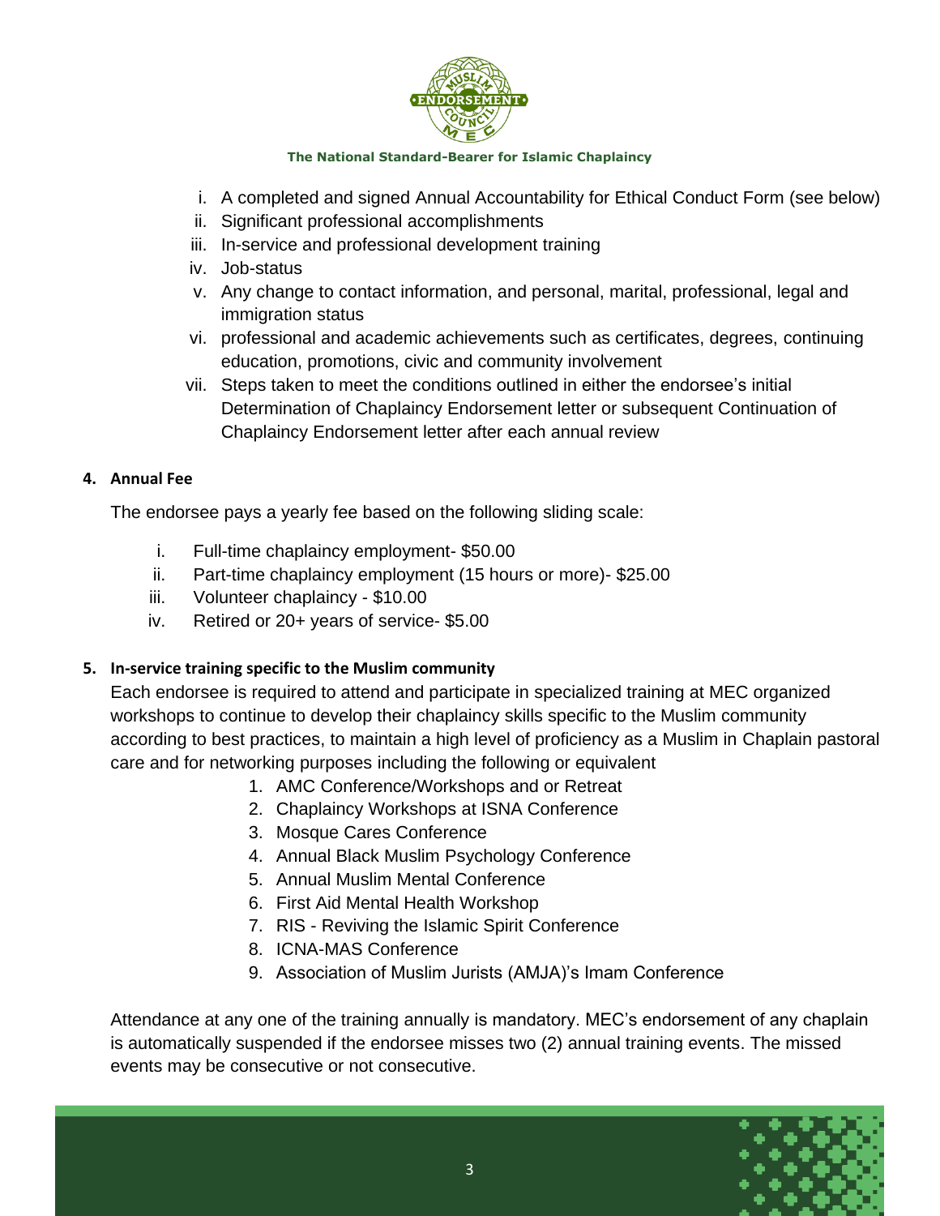i. A completed and signed Annual Accountability for Ethical Conduct Form (see below)
ii. Significant professional accomplishments
iii. In-service and professional development training
iv. Job-status
v. Any change to contact information, and personal, marital, professional, legal and immigration status
vi. professional and academic achievements such as certificates, degrees, continuing education, promotions, civic and community involvement
vii. Steps taken to meet the conditions outlined in either the endorsee's initial Determination of Chaplaincy Endorsement letter or subsequent Continuation of Chaplaincy Endorsement letter after each annual review

**4. Annual Fee**

The endorsee pays a yearly fee based on the following sliding scale:

i. Full-time chaplaincy employment- $50.00
ii. Part-time chaplaincy employment (15 hours or more)- $25.00
iii. Volunteer chaplaincy - $10.00
iv. Retired or 20+ years of service- $5.00

**5. In-service training specific to the Muslim community**

Each endorsee is required to attend and participate in specialized training at MEC organized workshops to continue to develop their chaplaincy skills specific to the Muslim community according to best practices, to maintain a high level of proficiency as a Muslim in Chaplain pastoral care and for networking purposes including the following or equivalent

1. AMC Conference/Workshops and or Retreat
2. Chaplaincy Workshops at ISNA Conference
3. Mosque Cares Conference
4. Annual Black Muslim Psychology Conference
5. Annual Muslim Mental Conference
6. First Aid Mental Health Workshop
7. RIS - Reviving the Islamic Spirit Conference
8. ICNA-MAS Conference
9. Association of Muslim Jurists (AMJA)'s Imam Conference

Attendance at any one of the training annually is mandatory. MEC's endorsement of any chaplain is automatically suspended if the endorsee misses two (2) annual training events. The missed events may be consecutive or not consecutive.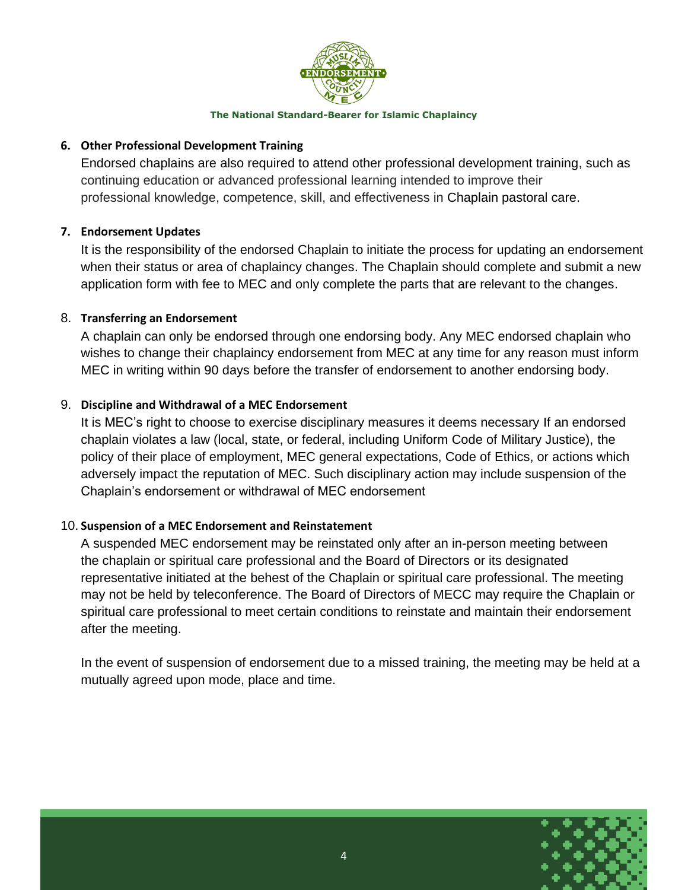### 6. Other Professional Development Training

Endorsed chaplains are also required to attend other professional development training, such as continuing education or advanced professional learning intended to improve their professional knowledge, competence, skill, and effectiveness in Chaplain pastoral care.

### 7. Endorsement Updates

It is the responsibility of the endorsed Chaplain to initiate the process for updating an endorsement when their status or area of chaplaincy changes. The Chaplain should complete and submit a new application form with fee to MEC and only complete the parts that are relevant to the changes.

### 8. Transferring an Endorsement

A chaplain can only be endorsed through one endorsing body. Any MEC endorsed chaplain who wishes to change their chaplaincy endorsement from MEC at any time for any reason must inform MEC in writing within 90 days before the transfer of endorsement to another endorsing body.

### 9. Discipline and Withdrawal of a MEC Endorsement

It is MEC's right to choose to exercise disciplinary measures it deems necessary If an endorsed chaplain violates a law (local, state, or federal, including Uniform Code of Military Justice), the policy of their place of employment, MEC general expectations, Code of Ethics, or actions which adversely impact the reputation of MEC. Such disciplinary action may include suspension of the Chaplain's endorsement or withdrawal of MEC endorsement

### 10. Suspension of a MEC Endorsement and Reinstatement

A suspended MEC endorsement may be reinstated only after an in-person meeting between the chaplain or spiritual care professional and the Board of Directors or its designated representative initiated at the behest of the Chaplain or spiritual care professional. The meeting may not be held by teleconference. The Board of Directors of MECC may require the Chaplain or spiritual care professional to meet certain conditions to reinstate and maintain their endorsement after the meeting.

In the event of suspension of endorsement due to a missed training, the meeting may be held at a mutually agreed upon mode, place and time.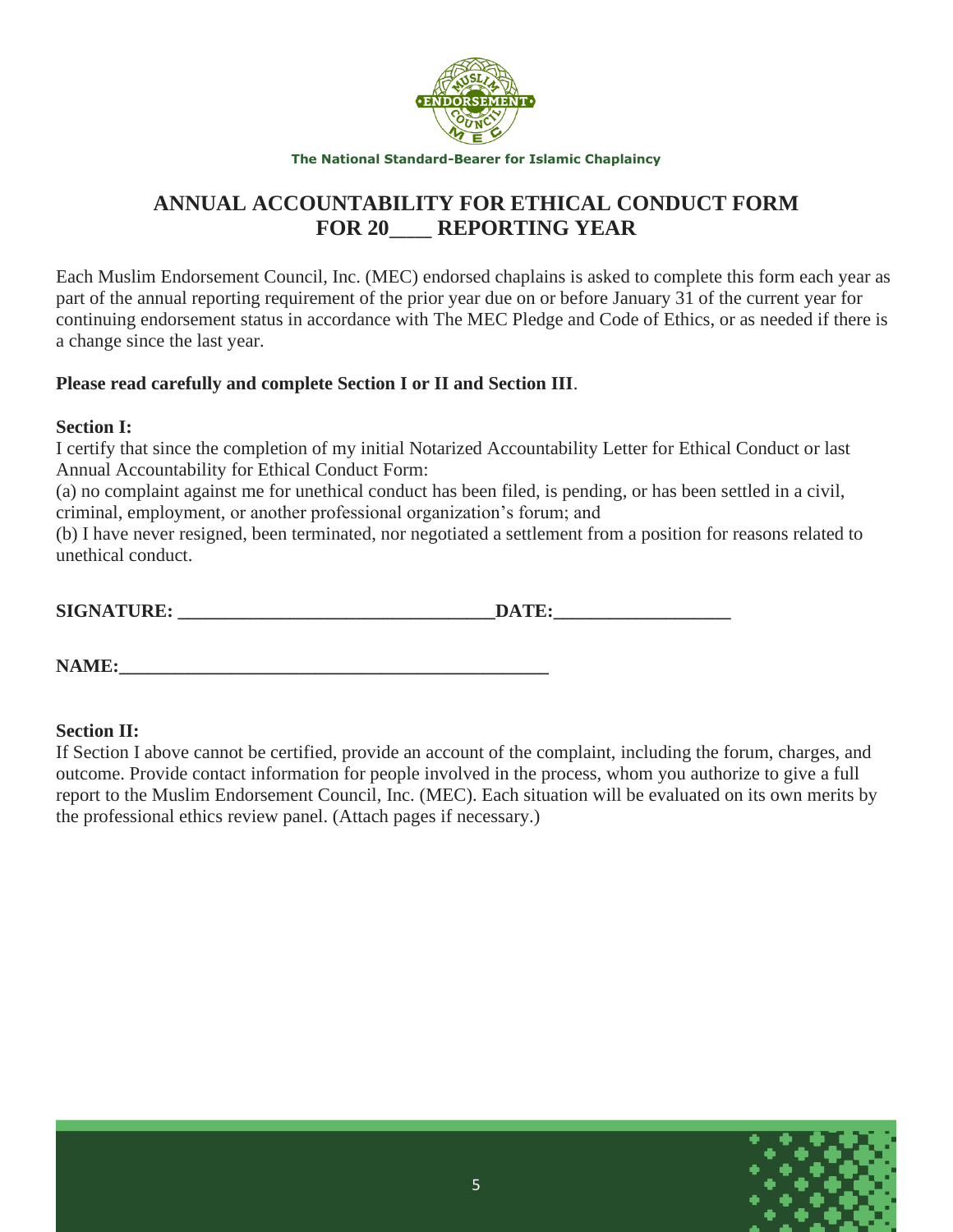The National Standard-Bearer for Islamic Chaplaincy

# ANNUAL ACCOUNTABILITY FOR ETHICAL CONDUCT FORM FOR 20____ REPORTING YEAR

Each Muslim Endorsement Council, Inc. (MEC) endorsed chaplains is asked to complete this form each year as part of the annual reporting requirement of the prior year due on or before January 31 of the current year for continuing endorsement status in accordance with The MEC Pledge and Code of Ethics, or as needed if there is a change since the last year.

**Please read carefully and complete Section I or II and Section III**.

**Section I:**

I certify that since the completion of my initial Notarized Accountability Letter for Ethical Conduct or last Annual Accountability for Ethical Conduct Form:

(a) no complaint against me for unethical conduct has been filed, is pending, or has been settled in a civil, criminal, employment, or another professional organization's forum; and

(b) I have never resigned, been terminated, nor negotiated a settlement from a position for reasons related to unethical conduct.

**SIGNATURE: _________________________________DATE:__________________**

**NAME:_____________________________________________**

**Section II:**

If Section I above cannot be certified, provide an account of the complaint, including the forum, charges, and outcome. Provide contact information for people involved in the process, whom you authorize to give a full report to the Muslim Endorsement Council, Inc. (MEC). Each situation will be evaluated on its own merits by the professional ethics review panel. (Attach pages if necessary.)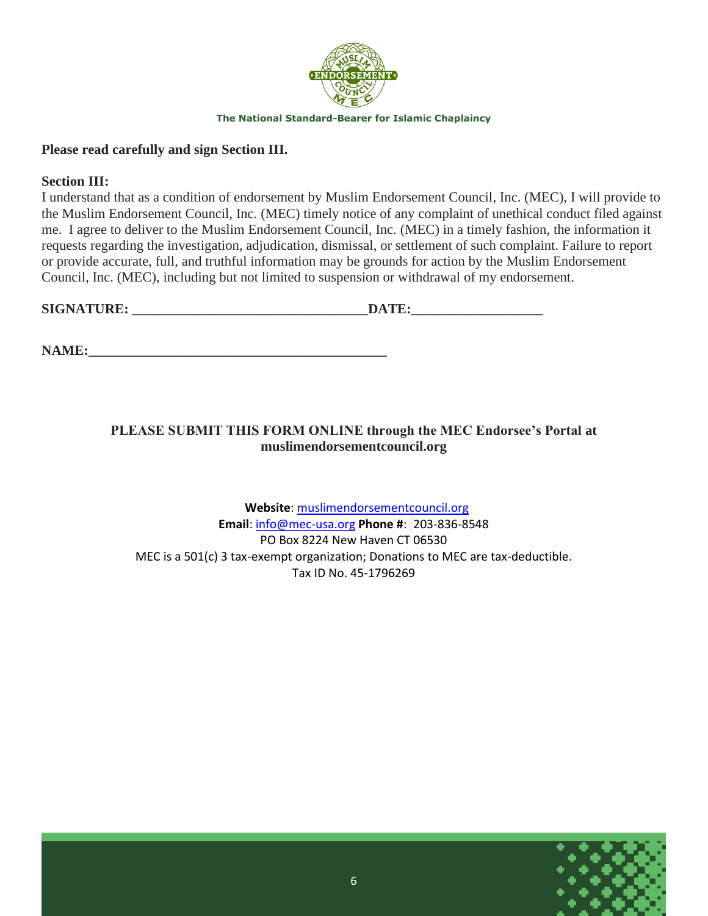The National Standard-Bearer for Islamic Chaplaincy

**Please read carefully and sign Section III.**

**Section III:**
I understand that as a condition of endorsement by Muslim Endorsement Council, Inc. (MEC), I will provide to the Muslim Endorsement Council, Inc. (MEC) timely notice of any complaint of unethical conduct filed against me. I agree to deliver to the Muslim Endorsement Council, Inc. (MEC) in a timely fashion, the information it requests regarding the investigation, adjudication, dismissal, or settlement of such complaint. Failure to report or provide accurate, full, and truthful information may be grounds for action by the Muslim Endorsement Council, Inc. (MEC), including but not limited to suspension or withdrawal of my endorsement.

**SIGNATURE: ________________________________DATE:__________________**

**NAME:__________________________________________**

**PLEASE SUBMIT THIS FORM ONLINE through the MEC Endorsee's Portal at muslimendorsementcouncil.org**

**Website**: muslimendorsementcouncil.org
**Email**: info@mec-usa.org **Phone #**: 203-836-8548
PO Box 8224 New Haven CT 06530
MEC is a 501(c) 3 tax-exempt organization; Donations to MEC are tax-deductible.
Tax ID No. 45-1796269